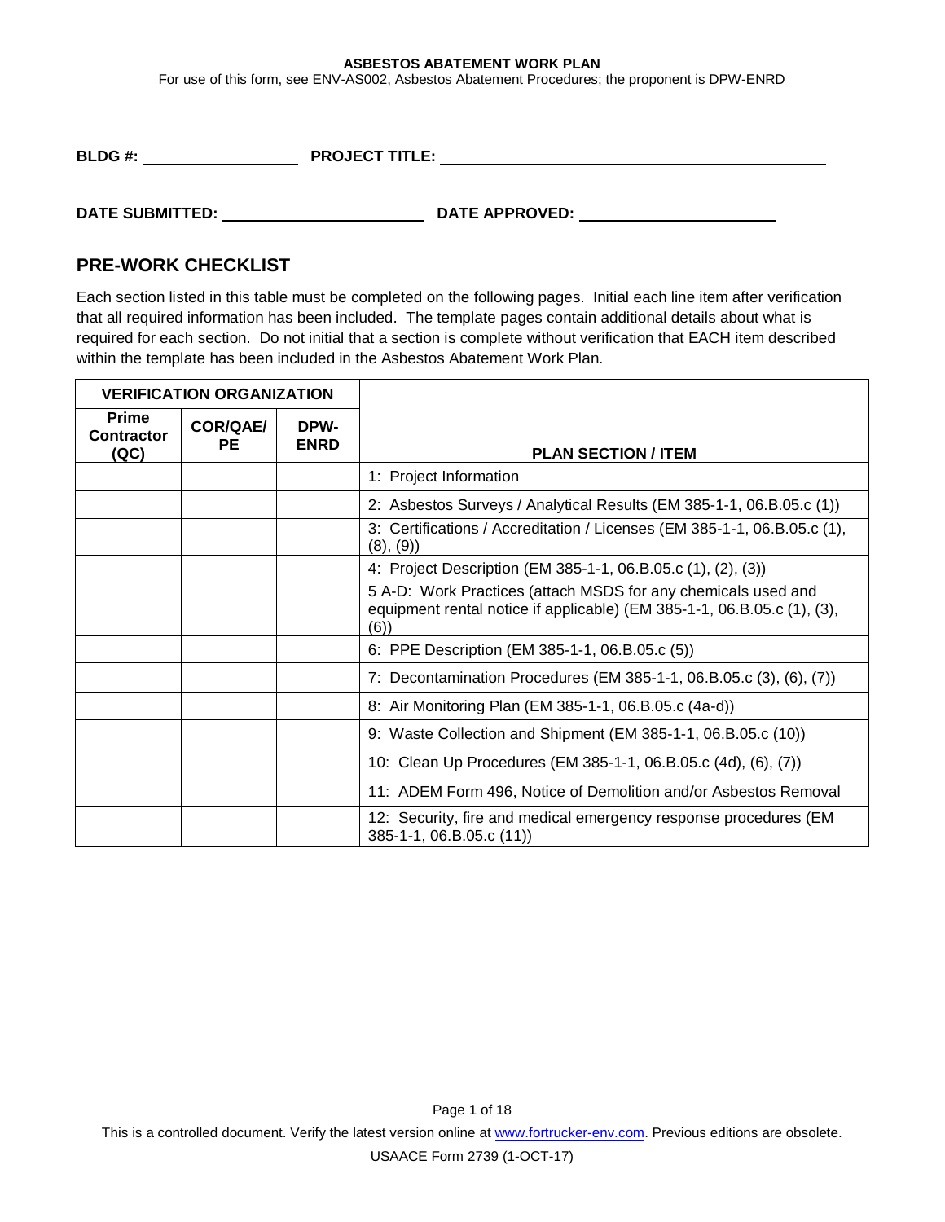**ASBESTOS ABATEMENT WORK PLAN**

For use of this form, see ENV-AS002, Asbestos Abatement Procedures; the proponent is DPW-ENRD

**BLDG #:** ________________ **PROJECT TITLE:** ________________________________________

**DATE SUBMITTED:** ____________________ **DATE APPROVED:** ____________________

## PRE-WORK CHECKLIST

Each section listed in this table must be completed on the following pages. Initial each line item after verification that all required information has been included. The template pages contain additional details about what is required for each section. Do not initial that a section is complete without verification that EACH item described within the template has been included in the Asbestos Abatement Work Plan.

| VERIFICATION ORGANIZATION | | | |
|---|---|---|---|
| **Prime Contractor (QC)** | **COR/QAE/ PE** | **DPW-ENRD** | **PLAN SECTION / ITEM** |
| | | | 1: Project Information |
| | | | 2: Asbestos Surveys / Analytical Results (EM 385-1-1, 06.B.05.c (1)) |
| | | | 3: Certifications / Accreditation / Licenses (EM 385-1-1, 06.B.05.c (1), (8), (9)) |
| | | | 4: Project Description (EM 385-1-1, 06.B.05.c (1), (2), (3)) |
| | | | 5 A-D: Work Practices (attach MSDS for any chemicals used and equipment rental notice if applicable) (EM 385-1-1, 06.B.05.c (1), (3), (6)) |
| | | | 6: PPE Description (EM 385-1-1, 06.B.05.c (5)) |
| | | | 7: Decontamination Procedures (EM 385-1-1, 06.B.05.c (3), (6), (7)) |
| | | | 8: Air Monitoring Plan (EM 385-1-1, 06.B.05.c (4a-d)) |
| | | | 9: Waste Collection and Shipment (EM 385-1-1, 06.B.05.c (10)) |
| | | | 10: Clean Up Procedures (EM 385-1-1, 06.B.05.c (4d), (6), (7)) |
| | | | 11: ADEM Form 496, Notice of Demolition and/or Asbestos Removal |
| | | | 12: Security, fire and medical emergency response procedures (EM 385-1-1, 06.B.05.c (11)) |

This is a controlled document. Verify the latest version online at www.fortrucker-env.com. Previous editions are obsolete.

USAACE Form 2739 (1-OCT-17)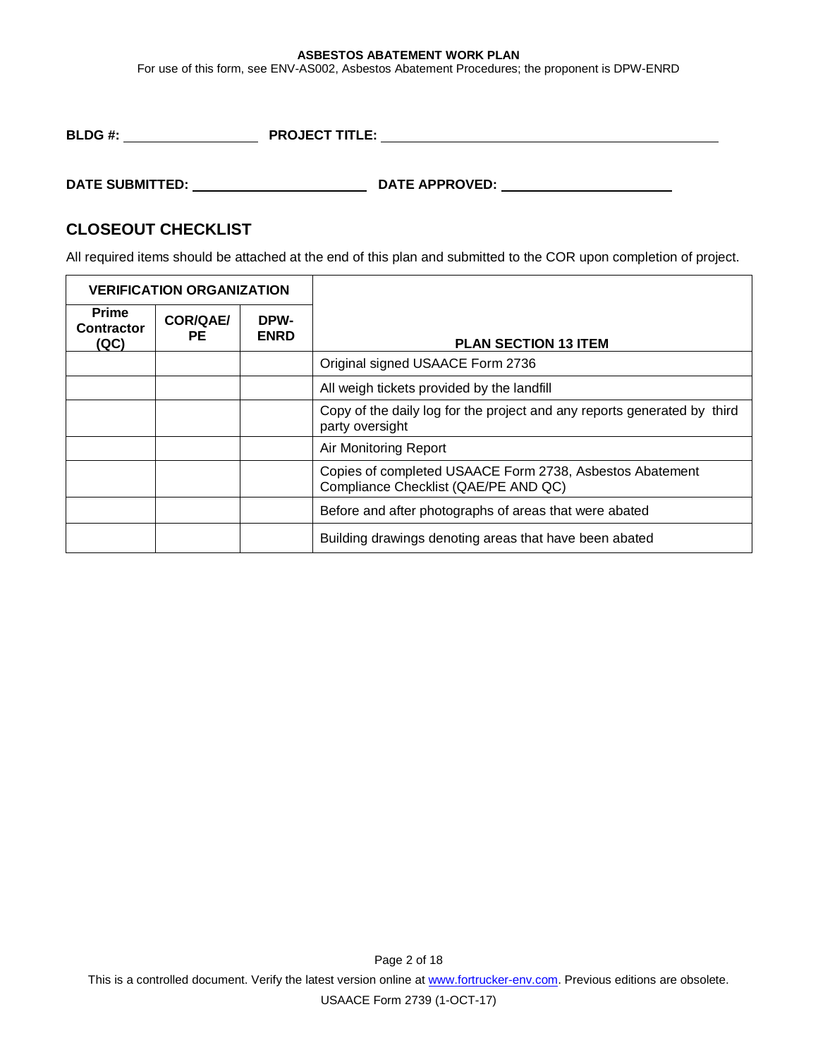**BLDG #:** ____________ **PROJECT TITLE:** ______________________________

**DATE SUBMITTED:** ________________ **DATE APPROVED:** ________________

## CLOSEOUT CHECKLIST

All required items should be attached at the end of this plan and submitted to the COR upon completion of project.

| VERIFICATION ORGANIZATION | | | |
|---|---|---|---|
| **Prime Contractor (QC)** | **COR/QAE/ PE** | **DPW-ENRD** | **PLAN SECTION 13 ITEM** |
| | | | Original signed USAACE Form 2736 |
| | | | All weigh tickets provided by the landfill |
| | | | Copy of the daily log for the project and any reports generated by third party oversight |
| | | | Air Monitoring Report |
| | | | Copies of completed USAACE Form 2738, Asbestos Abatement Compliance Checklist (QAE/PE AND QC) |
| | | | Before and after photographs of areas that were abated |
| | | | Building drawings denoting areas that have been abated |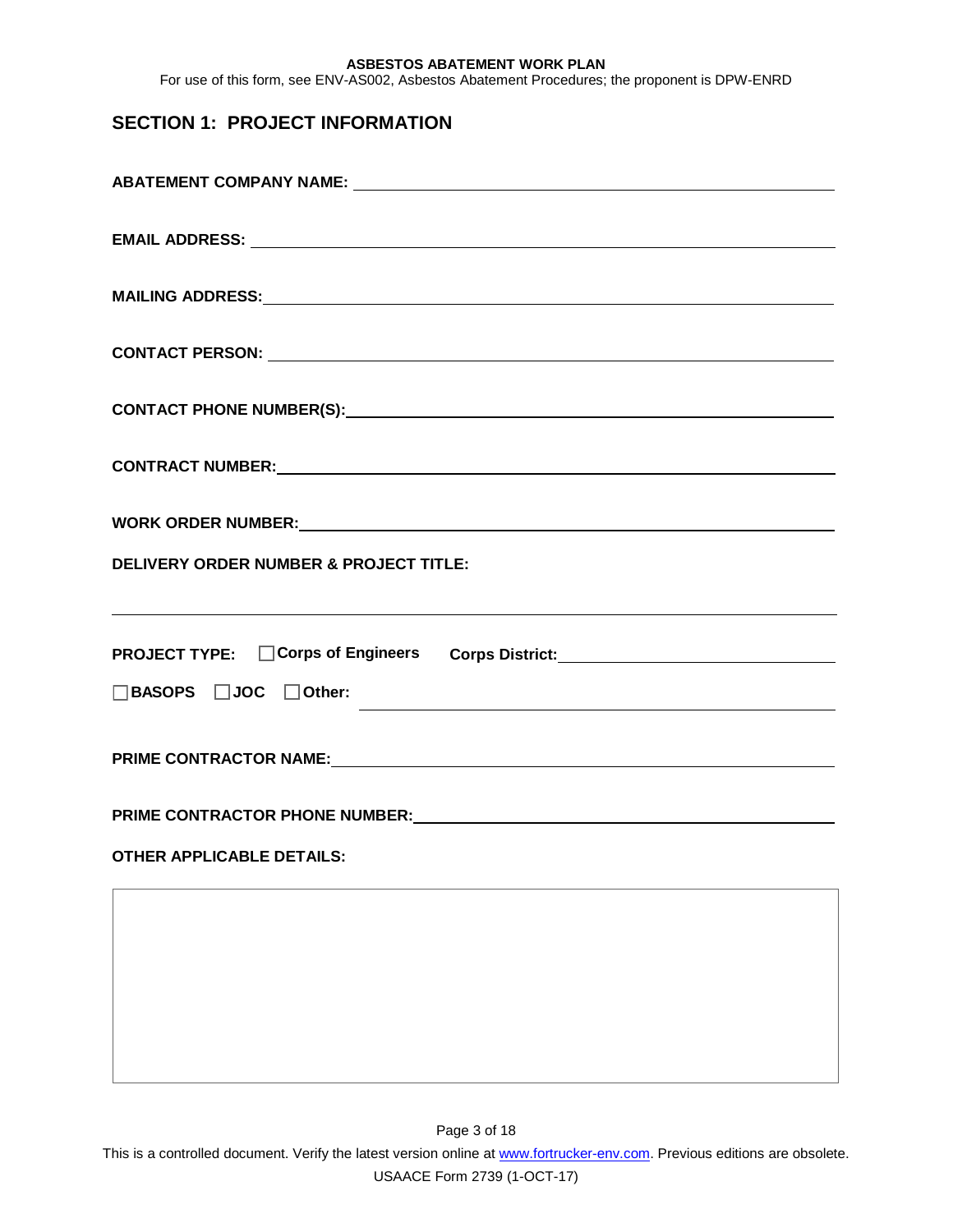**ASBESTOS ABATEMENT WORK PLAN**

For use of this form, see ENV-AS002, Asbestos Abatement Procedures; the proponent is DPW-ENRD

## SECTION 1: PROJECT INFORMATION

**ABATEMENT COMPANY NAME:** ______________________________

**EMAIL ADDRESS:** ______________________________

**MAILING ADDRESS:** ______________________________

**CONTACT PERSON:** ______________________________

**CONTACT PHONE NUMBER(S):** ______________________________

**CONTRACT NUMBER:** ______________________________

**WORK ORDER NUMBER:** ______________________________

**DELIVERY ORDER NUMBER & PROJECT TITLE:**

______________________________

**PROJECT TYPE:** ☐ **Corps of Engineers** **Corps District:** ______________________________

☐ **BASOPS** ☐ **JOC** ☐ **Other:** ______________________________

**PRIME CONTRACTOR NAME:** ______________________________

**PRIME CONTRACTOR PHONE NUMBER:** ______________________________

**OTHER APPLICABLE DETAILS:**

| |
|---|
| |

This is a controlled document. Verify the latest version online at www.fortrucker-env.com. Previous editions are obsolete.

USAACE Form 2739 (1-OCT-17)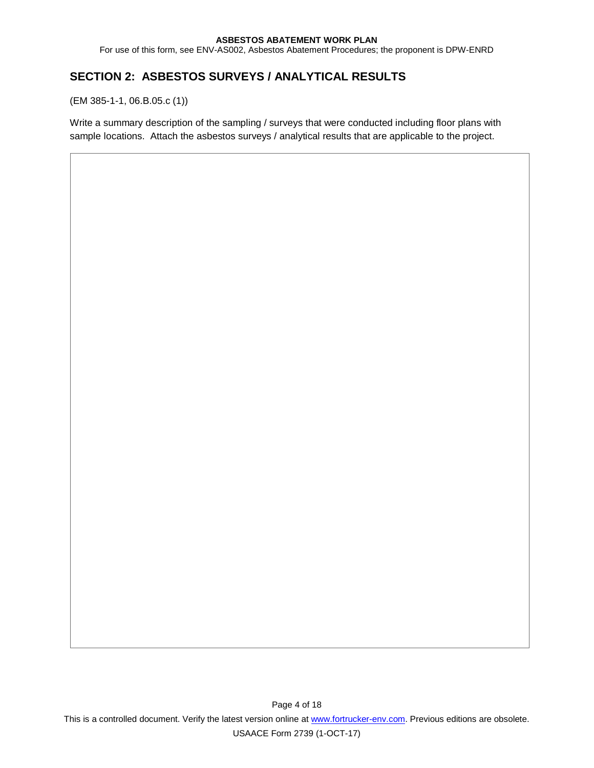## SECTION 2: ASBESTOS SURVEYS / ANALYTICAL RESULTS

(EM 385-1-1, 06.B.05.c (1))

Write a summary description of the sampling / surveys that were conducted including floor plans with sample locations. Attach the asbestos surveys / analytical results that are applicable to the project.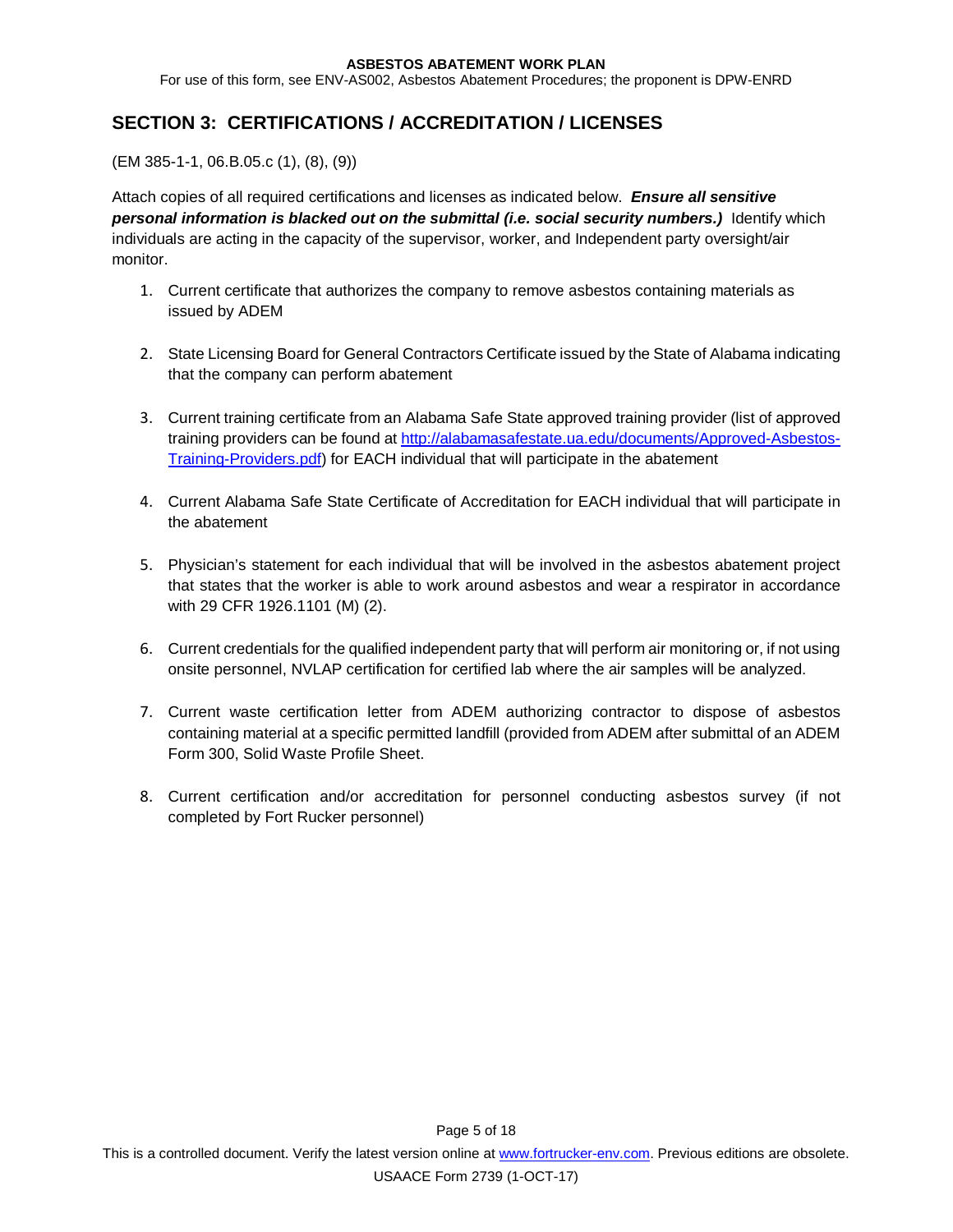## SECTION 3: CERTIFICATIONS / ACCREDITATION / LICENSES

(EM 385-1-1, 06.B.05.c (1), (8), (9))

Attach copies of all required certifications and licenses as indicated below. ***Ensure all sensitive personal information is blacked out on the submittal (i.e. social security numbers.)*** Identify which individuals are acting in the capacity of the supervisor, worker, and Independent party oversight/air monitor.

1. Current certificate that authorizes the company to remove asbestos containing materials as issued by ADEM

2. State Licensing Board for General Contractors Certificate issued by the State of Alabama indicating that the company can perform abatement

3. Current training certificate from an Alabama Safe State approved training provider (list of approved training providers can be found at [http://alabamasafestate.ua.edu/documents/Approved-Asbestos-Training-Providers.pdf](http://alabamasafestate.ua.edu/documents/Approved-Asbestos-Training-Providers.pdf)) for EACH individual that will participate in the abatement

4. Current Alabama Safe State Certificate of Accreditation for EACH individual that will participate in the abatement

5. Physician's statement for each individual that will be involved in the asbestos abatement project that states that the worker is able to work around asbestos and wear a respirator in accordance with 29 CFR 1926.1101 (M) (2).

6. Current credentials for the qualified independent party that will perform air monitoring or, if not using onsite personnel, NVLAP certification for certified lab where the air samples will be analyzed.

7. Current waste certification letter from ADEM authorizing contractor to dispose of asbestos containing material at a specific permitted landfill (provided from ADEM after submittal of an ADEM Form 300, Solid Waste Profile Sheet.

8. Current certification and/or accreditation for personnel conducting asbestos survey (if not completed by Fort Rucker personnel)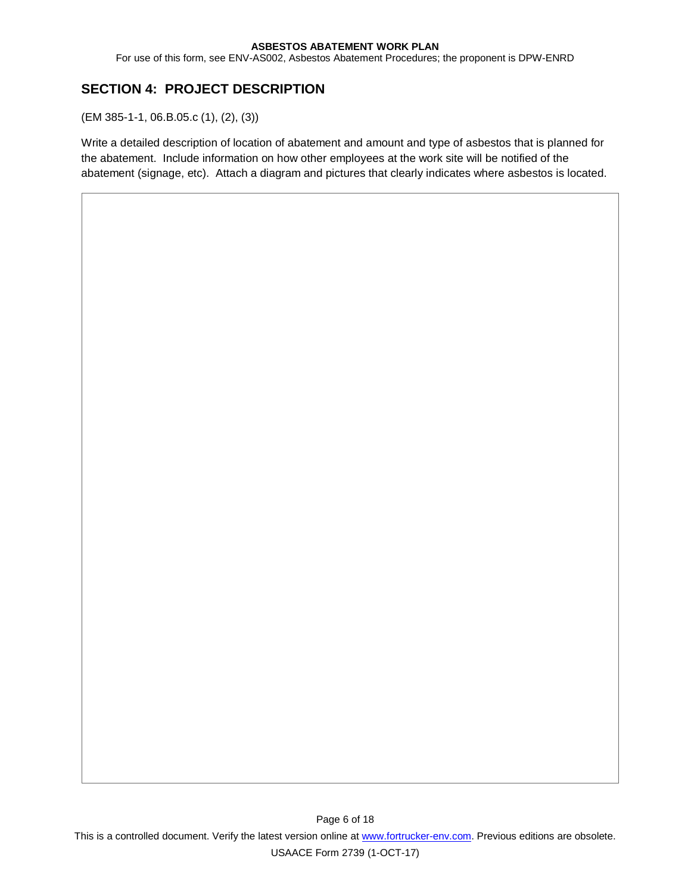## SECTION 4: PROJECT DESCRIPTION

(EM 385-1-1, 06.B.05.c (1), (2), (3))

Write a detailed description of location of abatement and amount and type of asbestos that is planned for the abatement. Include information on how other employees at the work site will be notified of the abatement (signage, etc). Attach a diagram and pictures that clearly indicates where asbestos is located.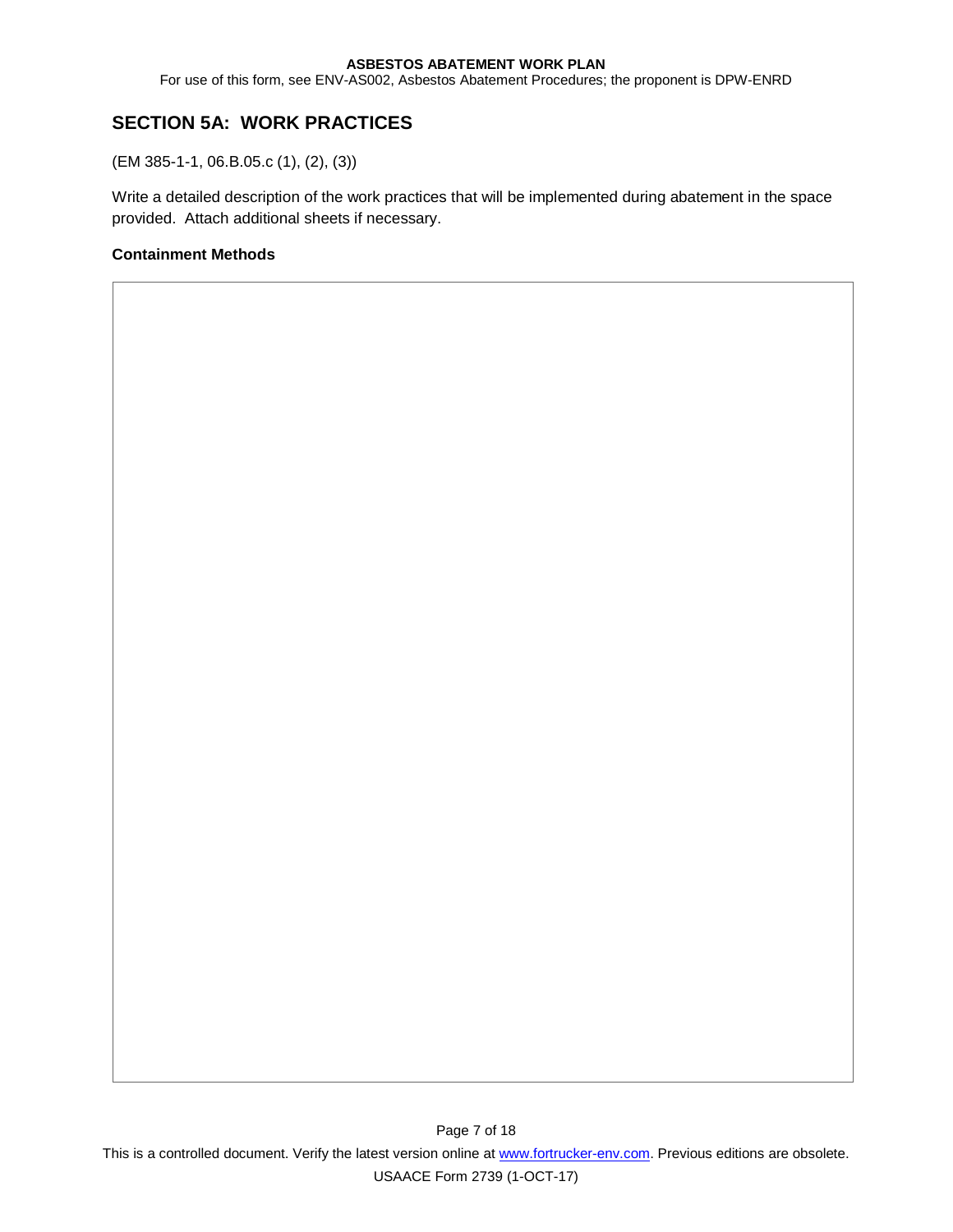## SECTION 5A: WORK PRACTICES

(EM 385-1-1, 06.B.05.c (1), (2), (3))

Write a detailed description of the work practices that will be implemented during abatement in the space provided. Attach additional sheets if necessary.

**Containment Methods**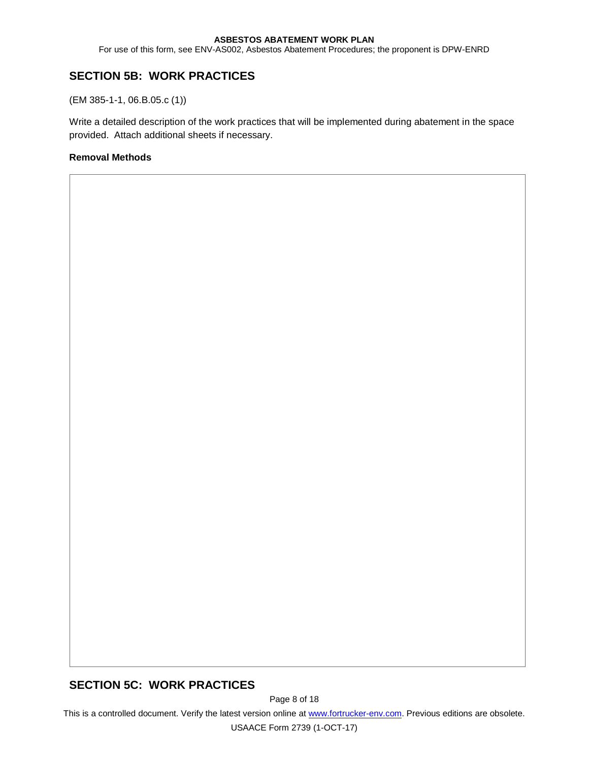## SECTION 5B: WORK PRACTICES

(EM 385-1-1, 06.B.05.c (1))

Write a detailed description of the work practices that will be implemented during abatement in the space provided. Attach additional sheets if necessary.

**Removal Methods**

## SECTION 5C: WORK PRACTICES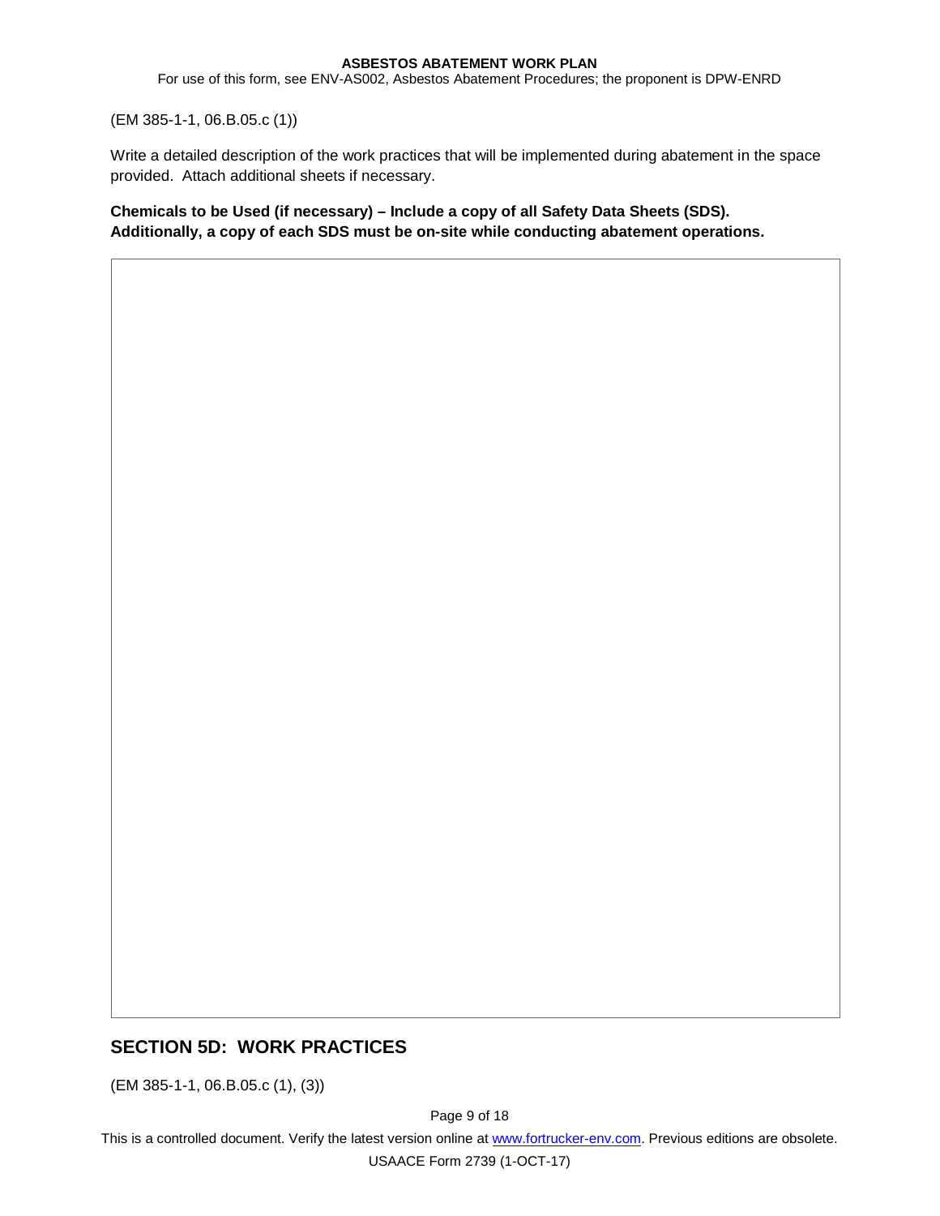(EM 385-1-1, 06.B.05.c (1))

Write a detailed description of the work practices that will be implemented during abatement in the space provided. Attach additional sheets if necessary.

**Chemicals to be Used (if necessary) – Include a copy of all Safety Data Sheets (SDS). Additionally, a copy of each SDS must be on-site while conducting abatement operations.**

## SECTION 5D: WORK PRACTICES

(EM 385-1-1, 06.B.05.c (1), (3))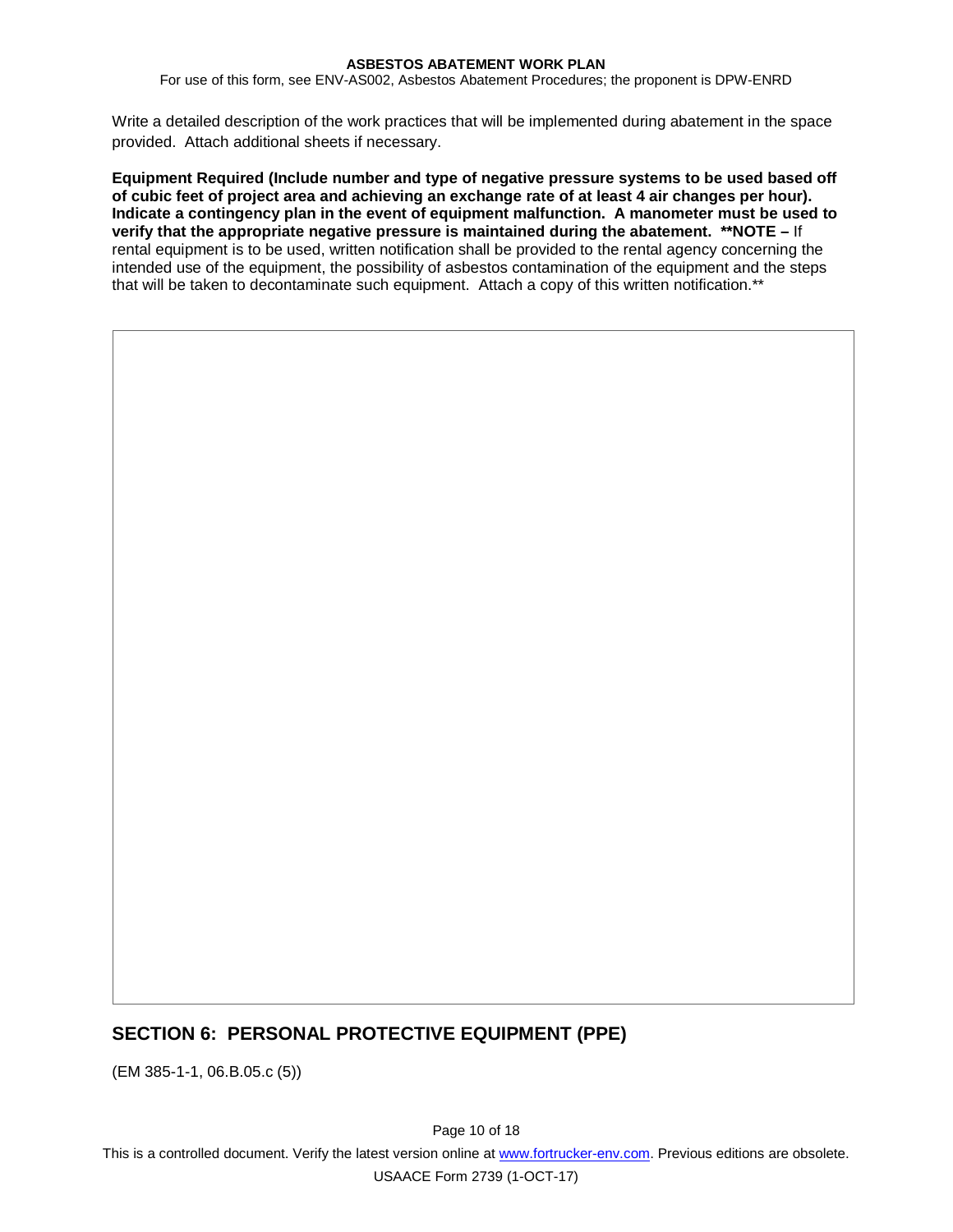Write a detailed description of the work practices that will be implemented during abatement in the space provided. Attach additional sheets if necessary.

**Equipment Required (Include number and type of negative pressure systems to be used based off of cubic feet of project area and achieving an exchange rate of at least 4 air changes per hour). Indicate a contingency plan in the event of equipment malfunction. A manometer must be used to verify that the appropriate negative pressure is maintained during the abatement. **NOTE –** If rental equipment is to be used, written notification shall be provided to the rental agency concerning the intended use of the equipment, the possibility of asbestos contamination of the equipment and the steps that will be taken to decontaminate such equipment. Attach a copy of this written notification.**

## SECTION 6: PERSONAL PROTECTIVE EQUIPMENT (PPE)

(EM 385-1-1, 06.B.05.c (5))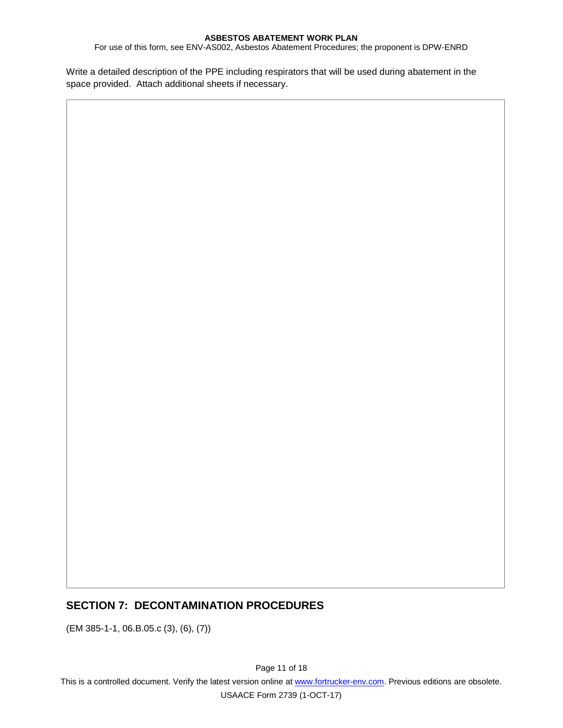Write a detailed description of the PPE including respirators that will be used during abatement in the space provided. Attach additional sheets if necessary.

## SECTION 7: DECONTAMINATION PROCEDURES

(EM 385-1-1, 06.B.05.c (3), (6), (7))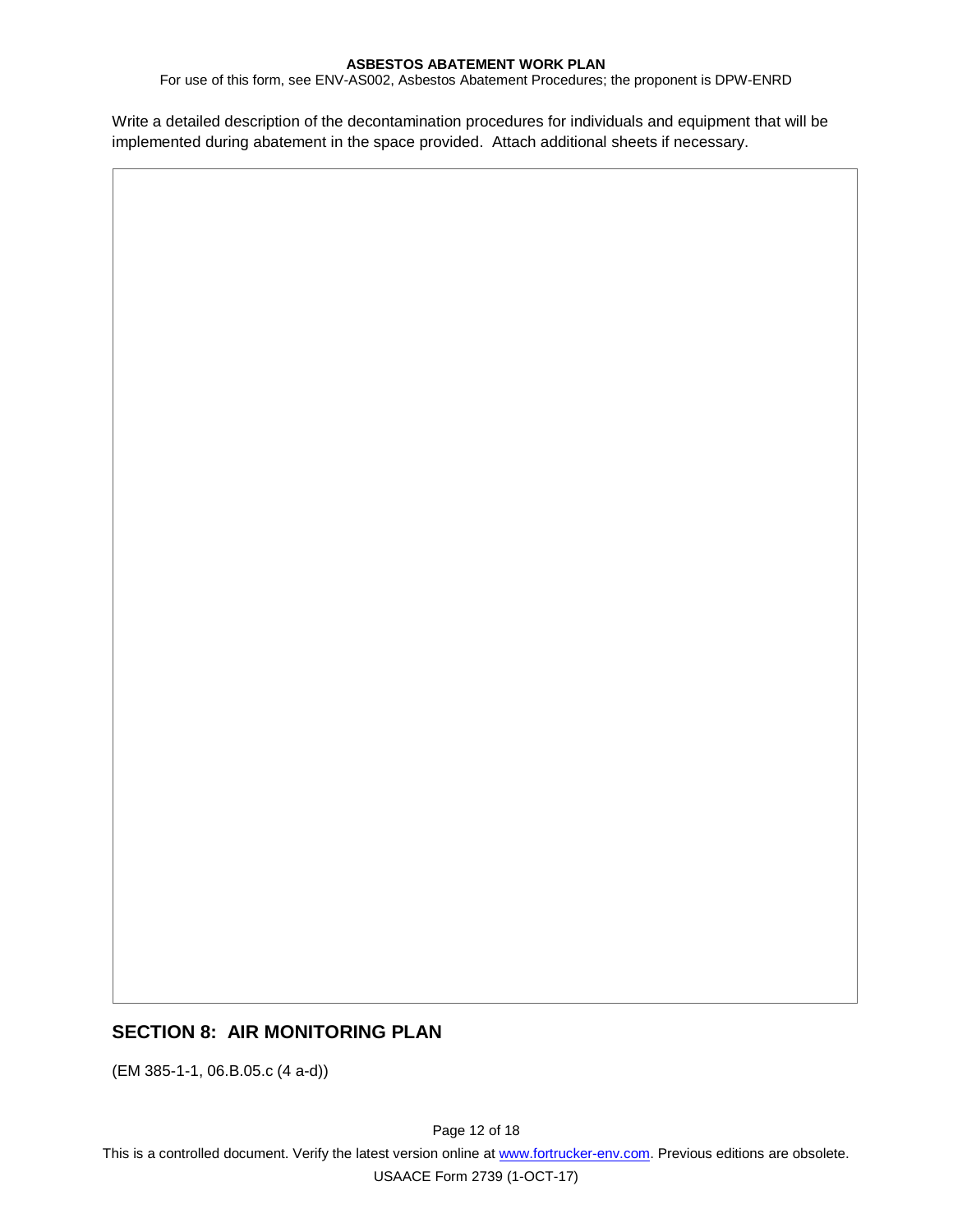Write a detailed description of the decontamination procedures for individuals and equipment that will be implemented during abatement in the space provided. Attach additional sheets if necessary.

## SECTION 8: AIR MONITORING PLAN

(EM 385-1-1, 06.B.05.c (4 a-d))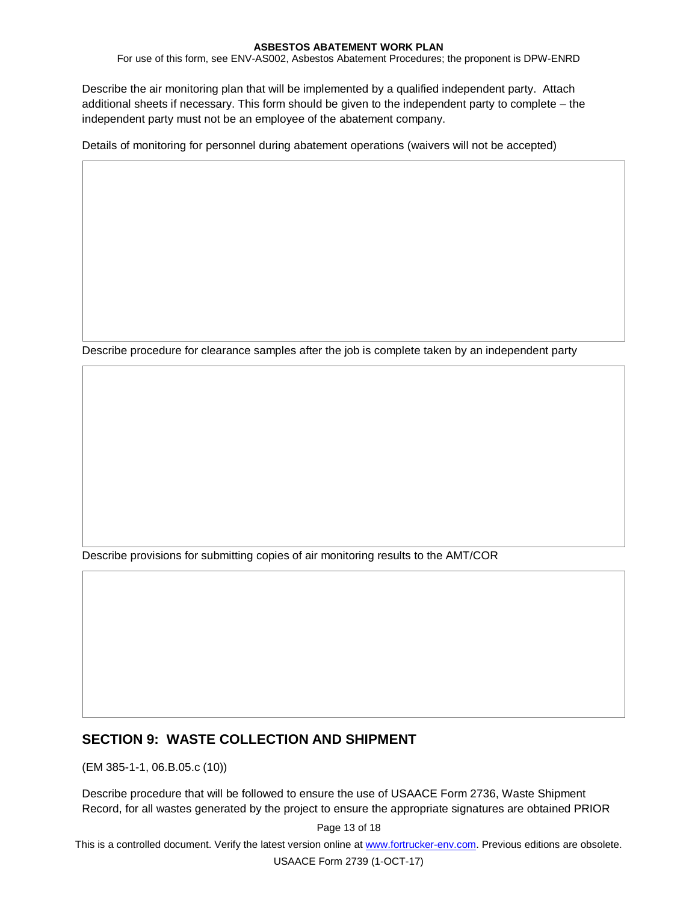Describe the air monitoring plan that will be implemented by a qualified independent party. Attach additional sheets if necessary. This form should be given to the independent party to complete – the independent party must not be an employee of the abatement company.

Details of monitoring for personnel during abatement operations (waivers will not be accepted)

Describe procedure for clearance samples after the job is complete taken by an independent party

Describe provisions for submitting copies of air monitoring results to the AMT/COR

## SECTION 9: WASTE COLLECTION AND SHIPMENT

(EM 385-1-1, 06.B.05.c (10))

Describe procedure that will be followed to ensure the use of USAACE Form 2736, Waste Shipment Record, for all wastes generated by the project to ensure the appropriate signatures are obtained PRIOR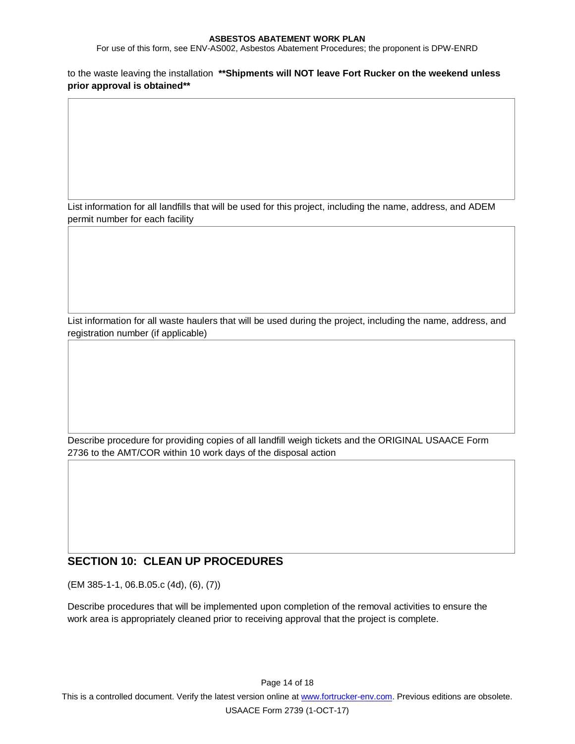to the waste leaving the installation **\*\*Shipments will NOT leave Fort Rucker on the weekend unless prior approval is obtained\*\***

List information for all landfills that will be used for this project, including the name, address, and ADEM permit number for each facility

List information for all waste haulers that will be used during the project, including the name, address, and registration number (if applicable)

Describe procedure for providing copies of all landfill weigh tickets and the ORIGINAL USAACE Form 2736 to the AMT/COR within 10 work days of the disposal action

## SECTION 10: CLEAN UP PROCEDURES

(EM 385-1-1, 06.B.05.c (4d), (6), (7))

Describe procedures that will be implemented upon completion of the removal activities to ensure the work area is appropriately cleaned prior to receiving approval that the project is complete.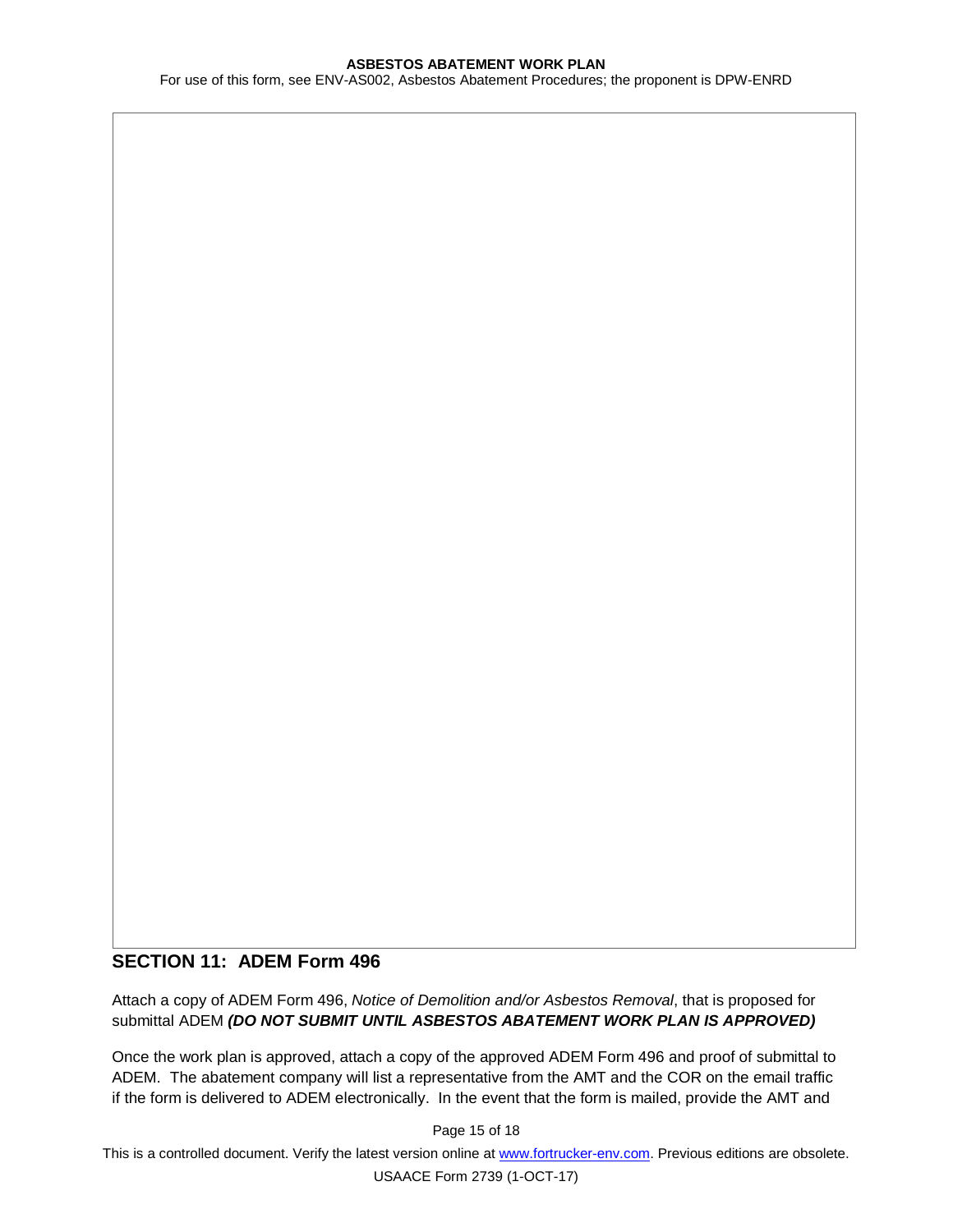## SECTION 11: ADEM Form 496

Attach a copy of ADEM Form 496, *Notice of Demolition and/or Asbestos Removal*, that is proposed for submittal ADEM ***(DO NOT SUBMIT UNTIL ASBESTOS ABATEMENT WORK PLAN IS APPROVED)***

Once the work plan is approved, attach a copy of the approved ADEM Form 496 and proof of submittal to ADEM. The abatement company will list a representative from the AMT and the COR on the email traffic if the form is delivered to ADEM electronically. In the event that the form is mailed, provide the AMT and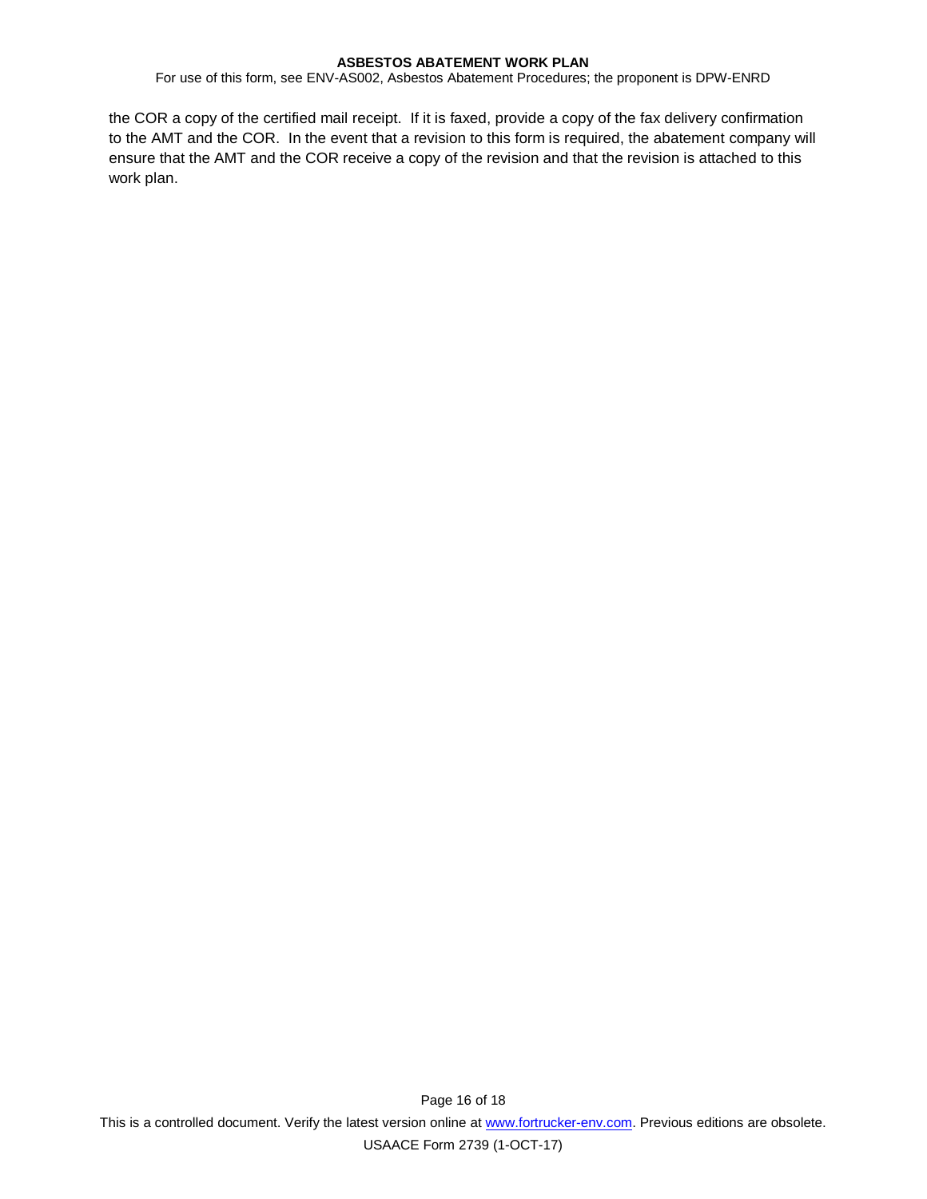the COR a copy of the certified mail receipt. If it is faxed, provide a copy of the fax delivery confirmation to the AMT and the COR. In the event that a revision to this form is required, the abatement company will ensure that the AMT and the COR receive a copy of the revision and that the revision is attached to this work plan.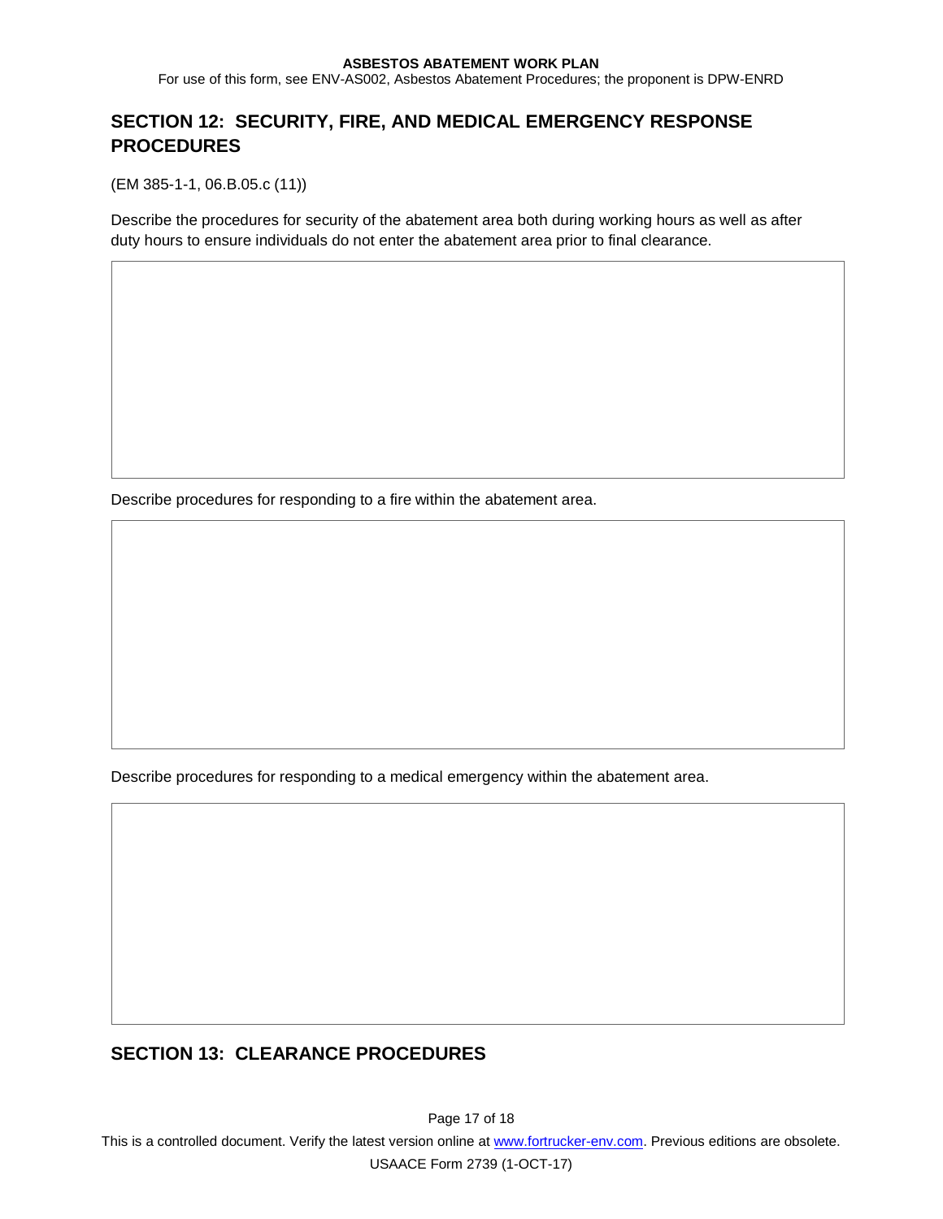## SECTION 12: SECURITY, FIRE, AND MEDICAL EMERGENCY RESPONSE PROCEDURES

(EM 385-1-1, 06.B.05.c (11))

Describe the procedures for security of the abatement area both during working hours as well as after duty hours to ensure individuals do not enter the abatement area prior to final clearance.

|   |
|---|
|   |

Describe procedures for responding to a fire within the abatement area.

|   |
|---|
|   |

Describe procedures for responding to a medical emergency within the abatement area.

|   |
|---|
|   |

## SECTION 13: CLEARANCE PROCEDURES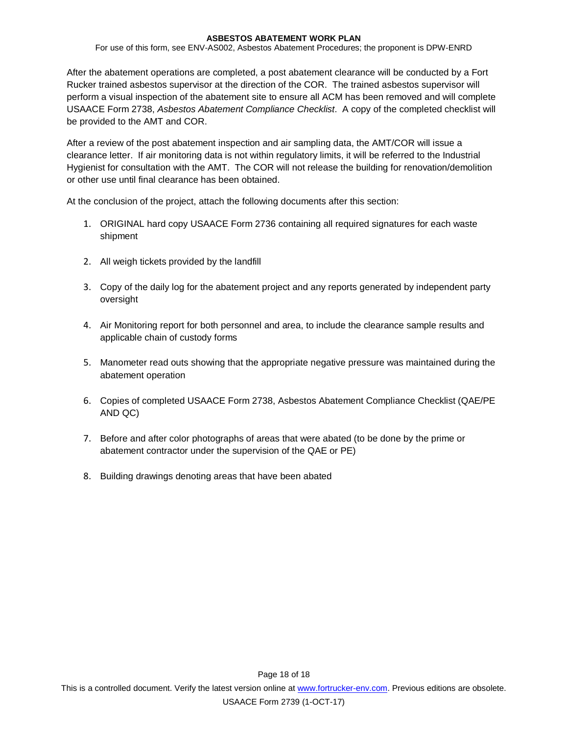After the abatement operations are completed, a post abatement clearance will be conducted by a Fort Rucker trained asbestos supervisor at the direction of the COR. The trained asbestos supervisor will perform a visual inspection of the abatement site to ensure all ACM has been removed and will complete USAACE Form 2738, *Asbestos Abatement Compliance Checklist*. A copy of the completed checklist will be provided to the AMT and COR.

After a review of the post abatement inspection and air sampling data, the AMT/COR will issue a clearance letter. If air monitoring data is not within regulatory limits, it will be referred to the Industrial Hygienist for consultation with the AMT. The COR will not release the building for renovation/demolition or other use until final clearance has been obtained.

At the conclusion of the project, attach the following documents after this section:

1. ORIGINAL hard copy USAACE Form 2736 containing all required signatures for each waste shipment

2. All weigh tickets provided by the landfill

3. Copy of the daily log for the abatement project and any reports generated by independent party oversight

4. Air Monitoring report for both personnel and area, to include the clearance sample results and applicable chain of custody forms

5. Manometer read outs showing that the appropriate negative pressure was maintained during the abatement operation

6. Copies of completed USAACE Form 2738, Asbestos Abatement Compliance Checklist (QAE/PE AND QC)

7. Before and after color photographs of areas that were abated (to be done by the prime or abatement contractor under the supervision of the QAE or PE)

8. Building drawings denoting areas that have been abated